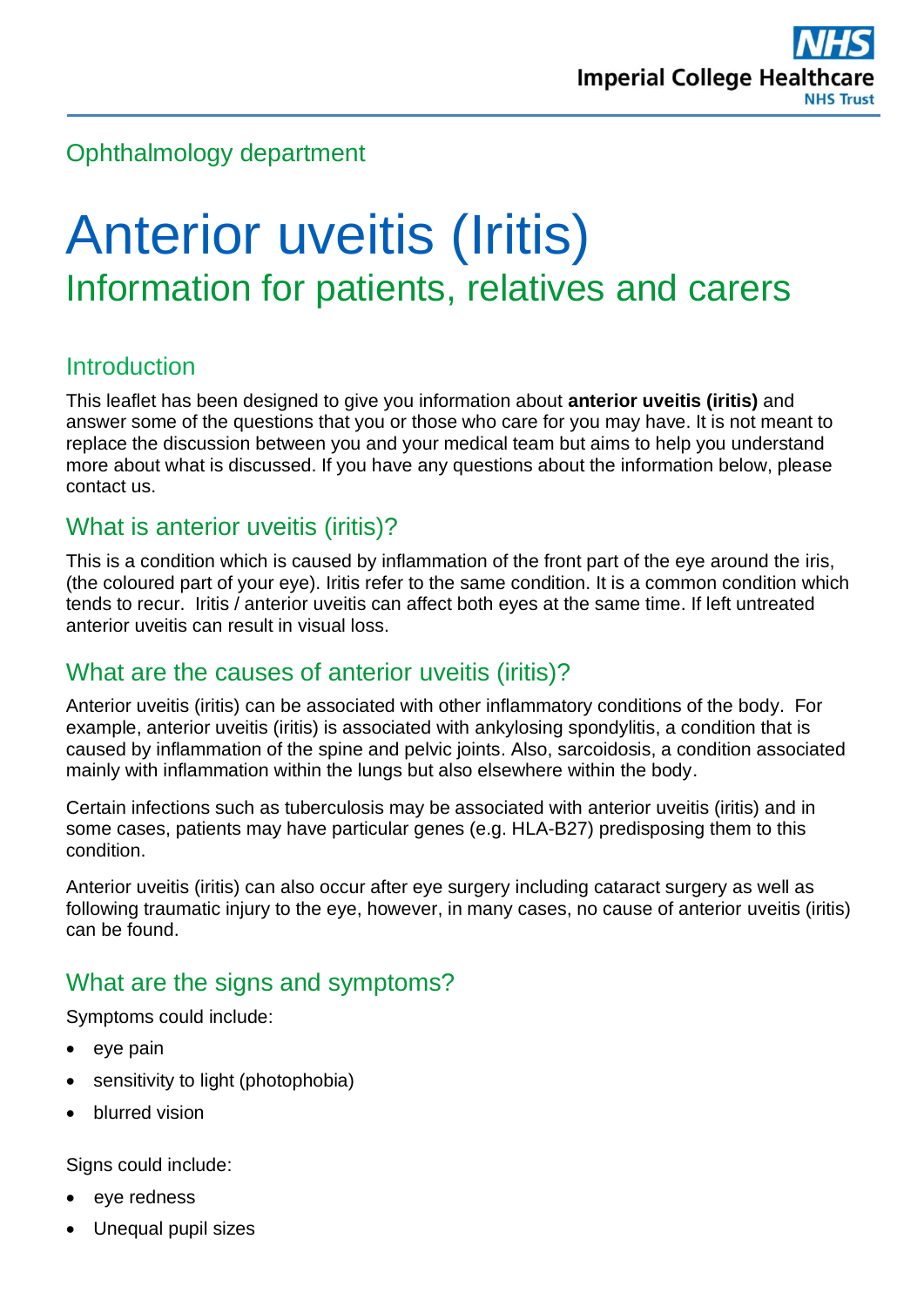Ophthalmology department

# Anterior uveitis (Iritis)

## Information for patients, relatives and carers

### Introduction

This leaflet has been designed to give you information about **anterior uveitis (iritis)** and answer some of the questions that you or those who care for you may have. It is not meant to replace the discussion between you and your medical team but aims to help you understand more about what is discussed. If you have any questions about the information below, please contact us.

### What is anterior uveitis (iritis)?

This is a condition which is caused by inflammation of the front part of the eye around the iris, (the coloured part of your eye). Iritis refer to the same condition. It is a common condition which tends to recur. Iritis / anterior uveitis can affect both eyes at the same time. If left untreated anterior uveitis can result in visual loss.

### What are the causes of anterior uveitis (iritis)?

Anterior uveitis (iritis) can be associated with other inflammatory conditions of the body. For example, anterior uveitis (iritis) is associated with ankylosing spondylitis, a condition that is caused by inflammation of the spine and pelvic joints. Also, sarcoidosis, a condition associated mainly with inflammation within the lungs but also elsewhere within the body.

Certain infections such as tuberculosis may be associated with anterior uveitis (iritis) and in some cases, patients may have particular genes (e.g. HLA-B27) predisposing them to this condition.

Anterior uveitis (iritis) can also occur after eye surgery including cataract surgery as well as following traumatic injury to the eye, however, in many cases, no cause of anterior uveitis (iritis) can be found.

### What are the signs and symptoms?

Symptoms could include:

- eye pain
- sensitivity to light (photophobia)
- blurred vision

Signs could include:

- eye redness
- Unequal pupil sizes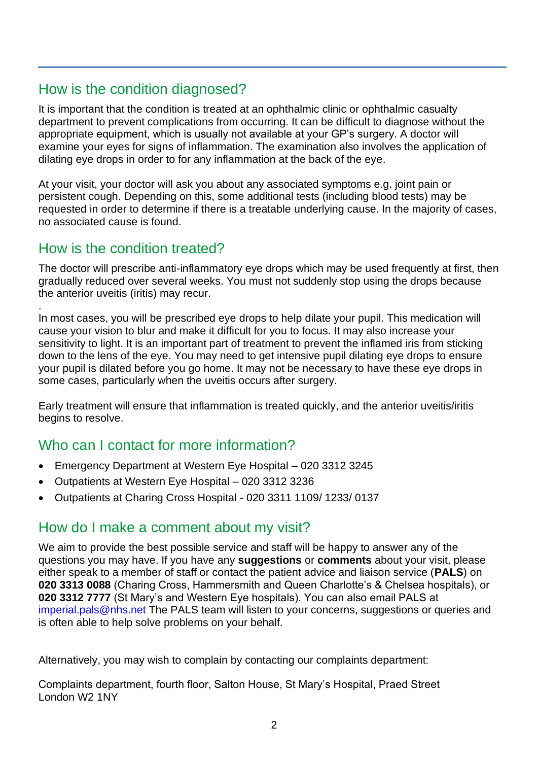## How is the condition diagnosed?

It is important that the condition is treated at an ophthalmic clinic or ophthalmic casualty department to prevent complications from occurring. It can be difficult to diagnose without the appropriate equipment, which is usually not available at your GP's surgery. A doctor will examine your eyes for signs of inflammation. The examination also involves the application of dilating eye drops in order to for any inflammation at the back of the eye.

At your visit, your doctor will ask you about any associated symptoms e.g. joint pain or persistent cough. Depending on this, some additional tests (including blood tests) may be requested in order to determine if there is a treatable underlying cause. In the majority of cases, no associated cause is found.

## How is the condition treated?

The doctor will prescribe anti-inflammatory eye drops which may be used frequently at first, then gradually reduced over several weeks. You must not suddenly stop using the drops because the anterior uveitis (iritis) may recur.

.
In most cases, you will be prescribed eye drops to help dilate your pupil. This medication will cause your vision to blur and make it difficult for you to focus. It may also increase your sensitivity to light. It is an important part of treatment to prevent the inflamed iris from sticking down to the lens of the eye. You may need to get intensive pupil dilating eye drops to ensure your pupil is dilated before you go home. It may not be necessary to have these eye drops in some cases, particularly when the uveitis occurs after surgery.

Early treatment will ensure that inflammation is treated quickly, and the anterior uveitis/iritis begins to resolve.

## Who can I contact for more information?

- Emergency Department at Western Eye Hospital – 020 3312 3245
- Outpatients at Western Eye Hospital – 020 3312 3236
- Outpatients at Charing Cross Hospital - 020 3311 1109/ 1233/ 0137

## How do I make a comment about my visit?

We aim to provide the best possible service and staff will be happy to answer any of the questions you may have. If you have any **suggestions** or **comments** about your visit, please either speak to a member of staff or contact the patient advice and liaison service (**PALS**) on **020 3313 0088** (Charing Cross, Hammersmith and Queen Charlotte's & Chelsea hospitals), or **020 3312 7777** (St Mary's and Western Eye hospitals). You can also email PALS at imperial.pals@nhs.net The PALS team will listen to your concerns, suggestions or queries and is often able to help solve problems on your behalf.

Alternatively, you may wish to complain by contacting our complaints department:

Complaints department, fourth floor, Salton House, St Mary's Hospital, Praed Street
London W2 1NY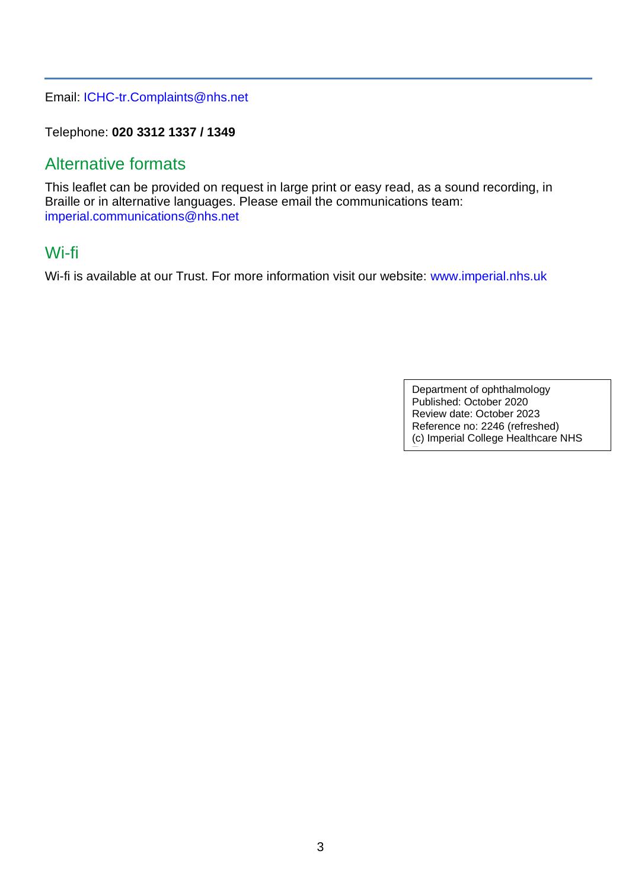Email: ICHC-tr.Complaints@nhs.net

Telephone: **020 3312 1337 / 1349**

## Alternative formats

This leaflet can be provided on request in large print or easy read, as a sound recording, in Braille or in alternative languages. Please email the communications team: imperial.communications@nhs.net

## Wi-fi

Wi-fi is available at our Trust. For more information visit our website: www.imperial.nhs.uk

Department of ophthalmology
Published: October 2020
Review date: October 2023
Reference no: 2246 (refreshed)
(c) Imperial College Healthcare NHS